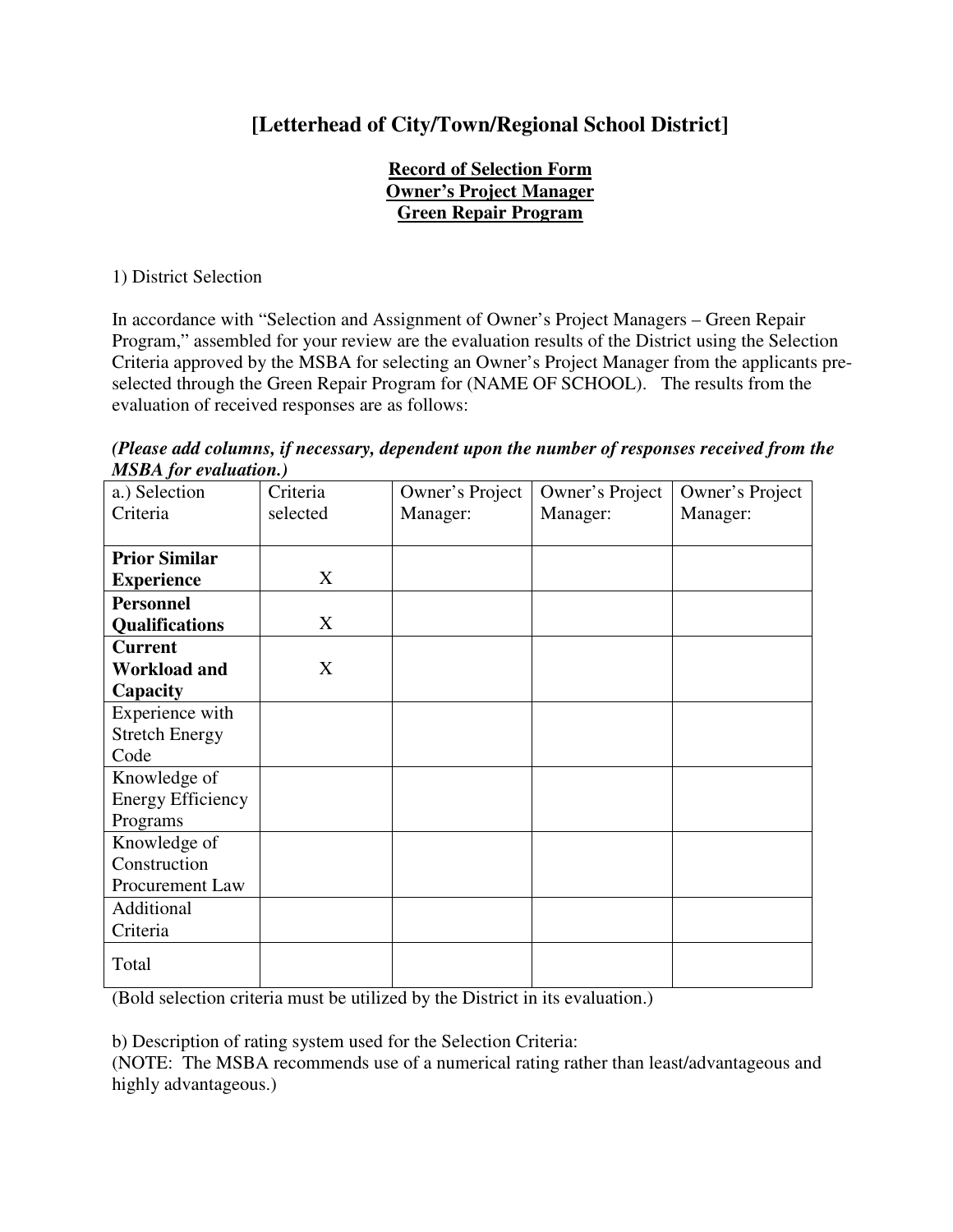# [Letterhead of City/Town/Regional School District]

**Record of Selection Form**
**Owner's Project Manager**
**Green Repair Program**

1) District Selection

In accordance with "Selection and Assignment of Owner's Project Managers – Green Repair Program," assembled for your review are the evaluation results of the District using the Selection Criteria approved by the MSBA for selecting an Owner's Project Manager from the applicants pre-selected through the Green Repair Program for (NAME OF SCHOOL). The results from the evaluation of received responses are as follows:

***(Please add columns, if necessary, dependent upon the number of responses received from the MSBA for evaluation.)***

| a.) Selection Criteria | Criteria selected | Owner's Project Manager: | Owner's Project Manager: | Owner's Project Manager: |
|---|---|---|---|---|
| **Prior Similar Experience** | X | | | |
| **Personnel Qualifications** | X | | | |
| **Current Workload and Capacity** | X | | | |
| Experience with Stretch Energy Code | | | | |
| Knowledge of Energy Efficiency Programs | | | | |
| Knowledge of Construction Procurement Law | | | | |
| Additional Criteria | | | | |
| Total | | | | |

(Bold selection criteria must be utilized by the District in its evaluation.)

b) Description of rating system used for the Selection Criteria:
(NOTE: The MSBA recommends use of a numerical rating rather than least/advantageous and highly advantageous.)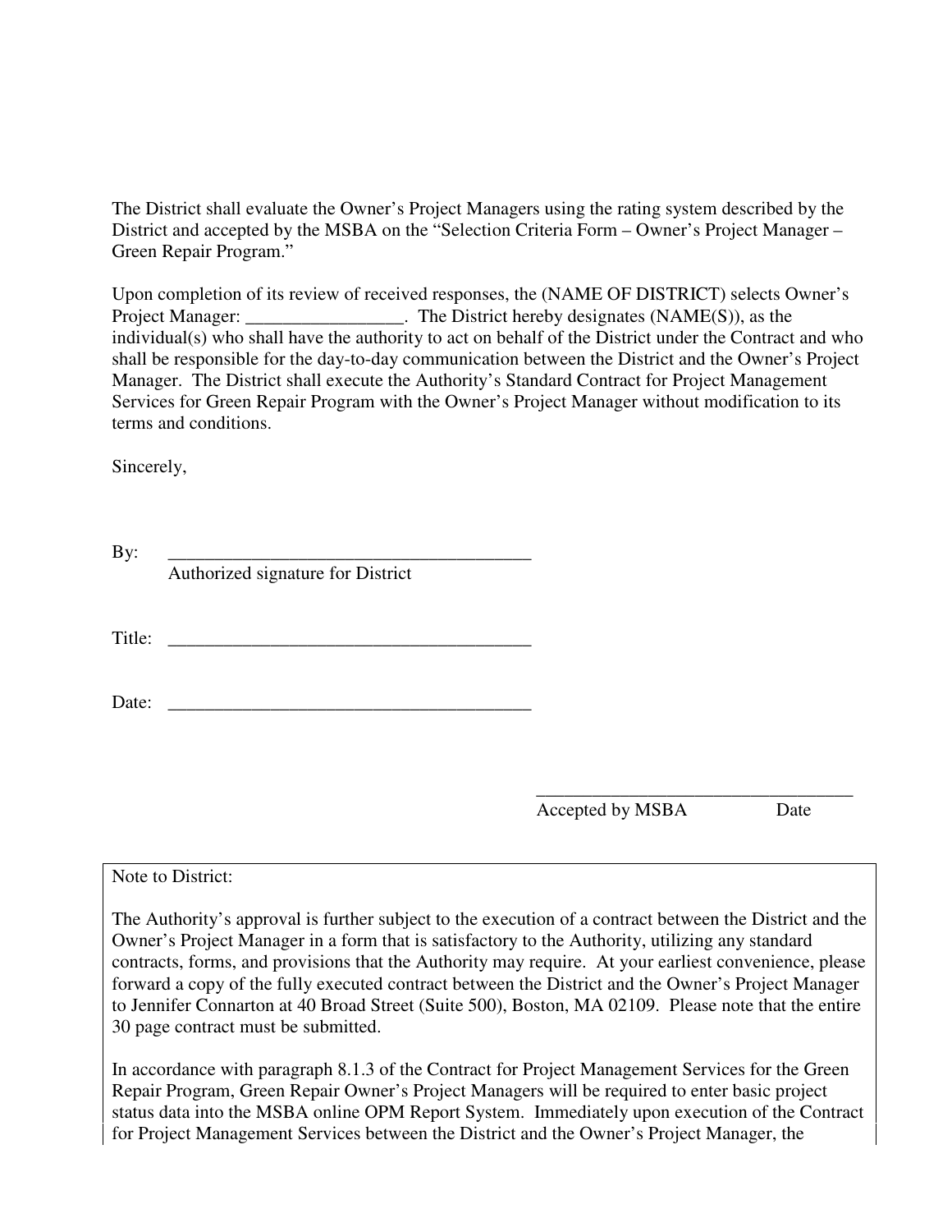The District shall evaluate the Owner's Project Managers using the rating system described by the District and accepted by the MSBA on the "Selection Criteria Form – Owner's Project Manager – Green Repair Program."

Upon completion of its review of received responses, the (NAME OF DISTRICT) selects Owner's Project Manager: _________________. The District hereby designates (NAME(S)), as the individual(s) who shall have the authority to act on behalf of the District under the Contract and who shall be responsible for the day-to-day communication between the District and the Owner's Project Manager. The District shall execute the Authority's Standard Contract for Project Management Services for Green Repair Program with the Owner's Project Manager without modification to its terms and conditions.

Sincerely,

By: ________________________________________
Authorized signature for District

Title: ________________________________________

Date: ________________________________________

___________________________________
Accepted by MSBA Date

Note to District:

The Authority's approval is further subject to the execution of a contract between the District and the Owner's Project Manager in a form that is satisfactory to the Authority, utilizing any standard contracts, forms, and provisions that the Authority may require. At your earliest convenience, please forward a copy of the fully executed contract between the District and the Owner's Project Manager to Jennifer Connarton at 40 Broad Street (Suite 500), Boston, MA 02109. Please note that the entire 30 page contract must be submitted.

In accordance with paragraph 8.1.3 of the Contract for Project Management Services for the Green Repair Program, Green Repair Owner's Project Managers will be required to enter basic project status data into the MSBA online OPM Report System. Immediately upon execution of the Contract for Project Management Services between the District and the Owner's Project Manager, the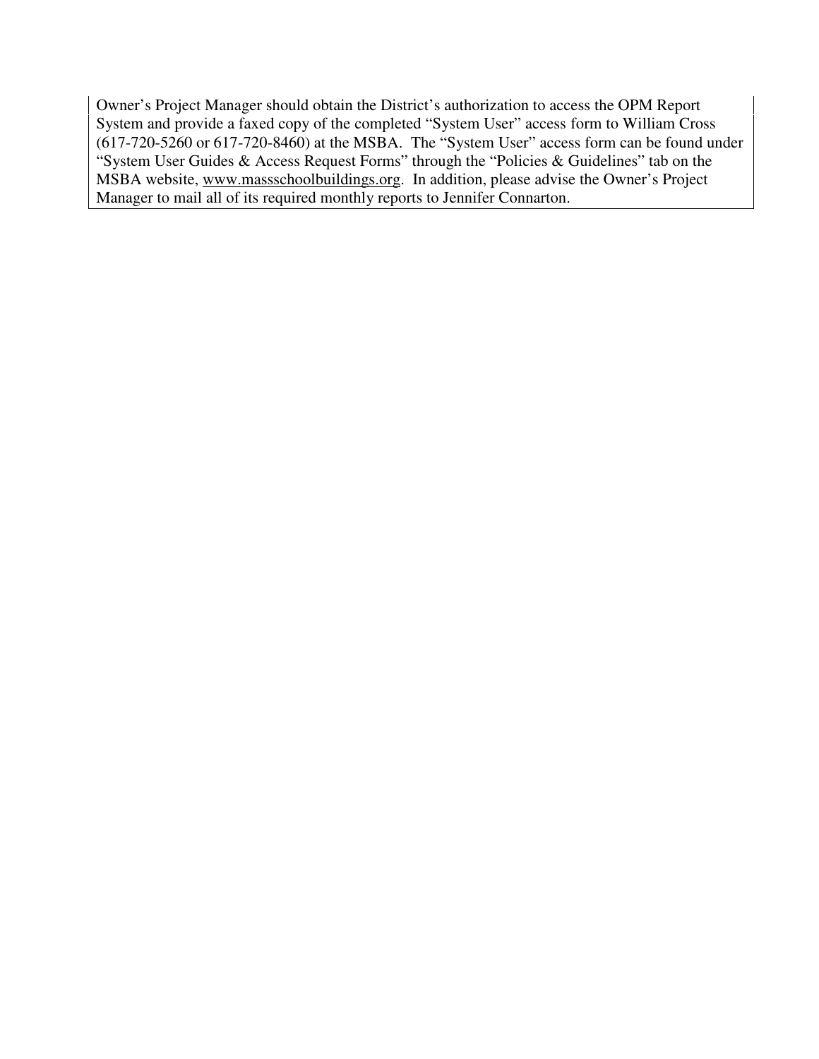Owner's Project Manager should obtain the District's authorization to access the OPM Report System and provide a faxed copy of the completed "System User" access form to William Cross (617-720-5260 or 617-720-8460) at the MSBA. The "System User" access form can be found under "System User Guides & Access Request Forms" through the "Policies & Guidelines" tab on the MSBA website, www.massschoolbuildings.org. In addition, please advise the Owner's Project Manager to mail all of its required monthly reports to Jennifer Connarton.